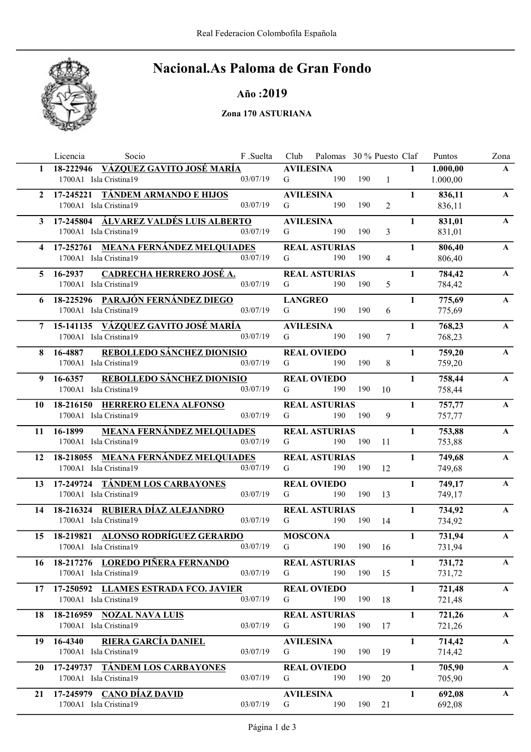# Nacional.As Paloma de Gran Fondo

**Año :2019**

**Zona 170 ASTURIANA**

| | Licencia | Socio | F .Suelta | Club | Palomas | 30 % | Puesto | Claf | Puntos | Zona |
|---|---|---|---|---|---|---|---|---|---|---|
| **1** | **18-222946** | **VÁZQUEZ GAVITO JOSÉ MARÍA** | | **AVILESINA** | | | | **1** | **1.000,00** | **A** |
| | 1700A1 | Isla Cristina19 | 03/07/19 | G | 190 | 190 | 1 | | 1.000,00 | |
| **2** | **17-245221** | **TÁNDEM ARMANDO E HIJOS** | | **AVILESINA** | | | | **1** | **836,11** | **A** |
| | 1700A1 | Isla Cristina19 | 03/07/19 | G | 190 | 190 | 2 | | 836,11 | |
| **3** | **17-245804** | **ÁLVAREZ VALDÉS LUIS ALBERTO** | | **AVILESINA** | | | | **1** | **831,01** | **A** |
| | 1700A1 | Isla Cristina19 | 03/07/19 | G | 190 | 190 | 3 | | 831,01 | |
| **4** | **17-252761** | **MEANA FERNÁNDEZ MELQUIADES** | | **REAL ASTURIAS** | | | | **1** | **806,40** | **A** |
| | 1700A1 | Isla Cristina19 | 03/07/19 | G | 190 | 190 | 4 | | 806,40 | |
| **5** | **16-2937** | **CADRECHA HERRERO JOSÉ A.** | | **REAL ASTURIAS** | | | | **1** | **784,42** | **A** |
| | 1700A1 | Isla Cristina19 | 03/07/19 | G | 190 | 190 | 5 | | 784,42 | |
| **6** | **18-225296** | **PARAJÓN FERNÁNDEZ DIEGO** | | **LANGREO** | | | | **1** | **775,69** | **A** |
| | 1700A1 | Isla Cristina19 | 03/07/19 | G | 190 | 190 | 6 | | 775,69 | |
| **7** | **15-141135** | **VÁZQUEZ GAVITO JOSÉ MARÍA** | | **AVILESINA** | | | | **1** | **768,23** | **A** |
| | 1700A1 | Isla Cristina19 | 03/07/19 | G | 190 | 190 | 7 | | 768,23 | |
| **8** | **16-4887** | **REBOLLEDO SÁNCHEZ DIONISIO** | | **REAL OVIEDO** | | | | **1** | **759,20** | **A** |
| | 1700A1 | Isla Cristina19 | 03/07/19 | G | 190 | 190 | 8 | | 759,20 | |
| **9** | **16-6357** | **REBOLLEDO SÁNCHEZ DIONISIO** | | **REAL OVIEDO** | | | | **1** | **758,44** | **A** |
| | 1700A1 | Isla Cristina19 | 03/07/19 | G | 190 | 190 | 10 | | 758,44 | |
| **10** | **18-216150** | **HERRERO ELENA ALFONSO** | | **REAL ASTURIAS** | | | | **1** | **757,77** | **A** |
| | 1700A1 | Isla Cristina19 | 03/07/19 | G | 190 | 190 | 9 | | 757,77 | |
| **11** | **16-1899** | **MEANA FERNÁNDEZ MELQUIADES** | | **REAL ASTURIAS** | | | | **1** | **753,88** | **A** |
| | 1700A1 | Isla Cristina19 | 03/07/19 | G | 190 | 190 | 11 | | 753,88 | |
| **12** | **18-218055** | **MEANA FERNÁNDEZ MELQUIADES** | | **REAL ASTURIAS** | | | | **1** | **749,68** | **A** |
| | 1700A1 | Isla Cristina19 | 03/07/19 | G | 190 | 190 | 12 | | 749,68 | |
| **13** | **17-249724** | **TÁNDEM LOS CARBAYONES** | | **REAL OVIEDO** | | | | **1** | **749,17** | **A** |
| | 1700A1 | Isla Cristina19 | 03/07/19 | G | 190 | 190 | 13 | | 749,17 | |
| **14** | **18-216324** | **RUBIERA DÍAZ ALEJANDRO** | | **REAL ASTURIAS** | | | | **1** | **734,92** | **A** |
| | 1700A1 | Isla Cristina19 | 03/07/19 | G | 190 | 190 | 14 | | 734,92 | |
| **15** | **18-219821** | **ALONSO RODRÍGUEZ GERARDO** | | **MOSCONA** | | | | **1** | **731,94** | **A** |
| | 1700A1 | Isla Cristina19 | 03/07/19 | G | 190 | 190 | 16 | | 731,94 | |
| **16** | **18-217276** | **LOREDO PIÑERA FERNANDO** | | **REAL ASTURIAS** | | | | **1** | **731,72** | **A** |
| | 1700A1 | Isla Cristina19 | 03/07/19 | G | 190 | 190 | 15 | | 731,72 | |
| **17** | **17-250592** | **LLAMES ESTRADA FCO. JAVIER** | | **REAL OVIEDO** | | | | **1** | **721,48** | **A** |
| | 1700A1 | Isla Cristina19 | 03/07/19 | G | 190 | 190 | 18 | | 721,48 | |
| **18** | **18-216959** | **NOZAL NAVA LUIS** | | **REAL ASTURIAS** | | | | **1** | **721,26** | **A** |
| | 1700A1 | Isla Cristina19 | 03/07/19 | G | 190 | 190 | 17 | | 721,26 | |
| **19** | **16-4340** | **RIERA GARCÍA DANIEL** | | **AVILESINA** | | | | **1** | **714,42** | **A** |
| | 1700A1 | Isla Cristina19 | 03/07/19 | G | 190 | 190 | 19 | | 714,42 | |
| **20** | **17-249737** | **TÁNDEM LOS CARBAYONES** | | **REAL OVIEDO** | | | | **1** | **705,90** | **A** |
| | 1700A1 | Isla Cristina19 | 03/07/19 | G | 190 | 190 | 20 | | 705,90 | |
| **21** | **17-245979** | **CANO DÍAZ DAVID** | | **AVILESINA** | | | | **1** | **692,08** | **A** |
| | 1700A1 | Isla Cristina19 | 03/07/19 | G | 190 | 190 | 21 | | 692,08 | |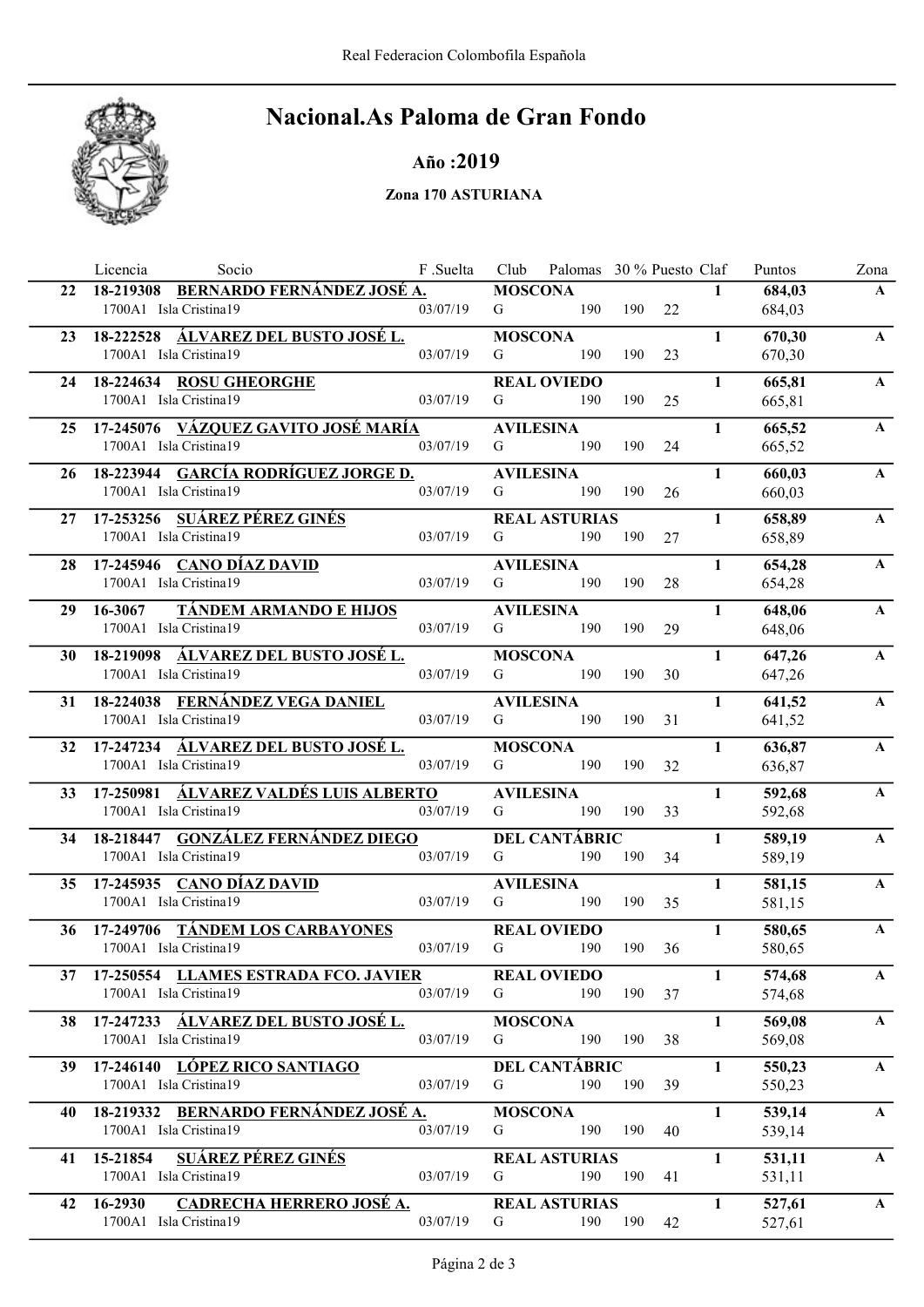# Nacional.As Paloma de Gran Fondo

## Año :2019

### Zona 170 ASTURIANA

| | Licencia | Socio | F .Suelta | Club | Palomas | 30 % | Puesto | Claf | Puntos | Zona |
|---|---|---|---|---|---|---|---|---|---|---|
| **22** | **18-219308** | **BERNARDO FERNÁNDEZ JOSÉ A.** | | **MOSCONA** | | | | **1** | **684,03** | **A** |
| | 1700A1 | Isla Cristina19 | 03/07/19 | G | 190 | 190 | 22 | | 684,03 | |
| **23** | **18-222528** | **ÁLVAREZ DEL BUSTO JOSÉ L.** | | **MOSCONA** | | | | **1** | **670,30** | **A** |
| | 1700A1 | Isla Cristina19 | 03/07/19 | G | 190 | 190 | 23 | | 670,30 | |
| **24** | **18-224634** | **ROSU GHEORGHE** | | **REAL OVIEDO** | | | | **1** | **665,81** | **A** |
| | 1700A1 | Isla Cristina19 | 03/07/19 | G | 190 | 190 | 25 | | 665,81 | |
| **25** | **17-245076** | **VÁZQUEZ GAVITO JOSÉ MARÍA** | | **AVILESINA** | | | | **1** | **665,52** | **A** |
| | 1700A1 | Isla Cristina19 | 03/07/19 | G | 190 | 190 | 24 | | 665,52 | |
| **26** | **18-223944** | **GARCÍA RODRÍGUEZ JORGE D.** | | **AVILESINA** | | | | **1** | **660,03** | **A** |
| | 1700A1 | Isla Cristina19 | 03/07/19 | G | 190 | 190 | 26 | | 660,03 | |
| **27** | **17-253256** | **SUÁREZ PÉREZ GINÉS** | | **REAL ASTURIAS** | | | | **1** | **658,89** | **A** |
| | 1700A1 | Isla Cristina19 | 03/07/19 | G | 190 | 190 | 27 | | 658,89 | |
| **28** | **17-245946** | **CANO DÍAZ DAVID** | | **AVILESINA** | | | | **1** | **654,28** | **A** |
| | 1700A1 | Isla Cristina19 | 03/07/19 | G | 190 | 190 | 28 | | 654,28 | |
| **29** | **16-3067** | **TÁNDEM ARMANDO E HIJOS** | | **AVILESINA** | | | | **1** | **648,06** | **A** |
| | 1700A1 | Isla Cristina19 | 03/07/19 | G | 190 | 190 | 29 | | 648,06 | |
| **30** | **18-219098** | **ÁLVAREZ DEL BUSTO JOSÉ L.** | | **MOSCONA** | | | | **1** | **647,26** | **A** |
| | 1700A1 | Isla Cristina19 | 03/07/19 | G | 190 | 190 | 30 | | 647,26 | |
| **31** | **18-224038** | **FERNÁNDEZ VEGA DANIEL** | | **AVILESINA** | | | | **1** | **641,52** | **A** |
| | 1700A1 | Isla Cristina19 | 03/07/19 | G | 190 | 190 | 31 | | 641,52 | |
| **32** | **17-247234** | **ÁLVAREZ DEL BUSTO JOSÉ L.** | | **MOSCONA** | | | | **1** | **636,87** | **A** |
| | 1700A1 | Isla Cristina19 | 03/07/19 | G | 190 | 190 | 32 | | 636,87 | |
| **33** | **17-250981** | **ÁLVAREZ VALDÉS LUIS ALBERTO** | | **AVILESINA** | | | | **1** | **592,68** | **A** |
| | 1700A1 | Isla Cristina19 | 03/07/19 | G | 190 | 190 | 33 | | 592,68 | |
| **34** | **18-218447** | **GONZÁLEZ FERNÁNDEZ DIEGO** | | **DEL CANTÁBRIC** | | | | **1** | **589,19** | **A** |
| | 1700A1 | Isla Cristina19 | 03/07/19 | G | 190 | 190 | 34 | | 589,19 | |
| **35** | **17-245935** | **CANO DÍAZ DAVID** | | **AVILESINA** | | | | **1** | **581,15** | **A** |
| | 1700A1 | Isla Cristina19 | 03/07/19 | G | 190 | 190 | 35 | | 581,15 | |
| **36** | **17-249706** | **TÁNDEM LOS CARBAYONES** | | **REAL OVIEDO** | | | | **1** | **580,65** | **A** |
| | 1700A1 | Isla Cristina19 | 03/07/19 | G | 190 | 190 | 36 | | 580,65 | |
| **37** | **17-250554** | **LLAMES ESTRADA FCO. JAVIER** | | **REAL OVIEDO** | | | | **1** | **574,68** | **A** |
| | 1700A1 | Isla Cristina19 | 03/07/19 | G | 190 | 190 | 37 | | 574,68 | |
| **38** | **17-247233** | **ÁLVAREZ DEL BUSTO JOSÉ L.** | | **MOSCONA** | | | | **1** | **569,08** | **A** |
| | 1700A1 | Isla Cristina19 | 03/07/19 | G | 190 | 190 | 38 | | 569,08 | |
| **39** | **17-246140** | **LÓPEZ RICO SANTIAGO** | | **DEL CANTÁBRIC** | | | | **1** | **550,23** | **A** |
| | 1700A1 | Isla Cristina19 | 03/07/19 | G | 190 | 190 | 39 | | 550,23 | |
| **40** | **18-219332** | **BERNARDO FERNÁNDEZ JOSÉ A.** | | **MOSCONA** | | | | **1** | **539,14** | **A** |
| | 1700A1 | Isla Cristina19 | 03/07/19 | G | 190 | 190 | 40 | | 539,14 | |
| **41** | **15-21854** | **SUÁREZ PÉREZ GINÉS** | | **REAL ASTURIAS** | | | | **1** | **531,11** | **A** |
| | 1700A1 | Isla Cristina19 | 03/07/19 | G | 190 | 190 | 41 | | 531,11 | |
| **42** | **16-2930** | **CADRECHA HERRERO JOSÉ A.** | | **REAL ASTURIAS** | | | | **1** | **527,61** | **A** |
| | 1700A1 | Isla Cristina19 | 03/07/19 | G | 190 | 190 | 42 | | 527,61 | |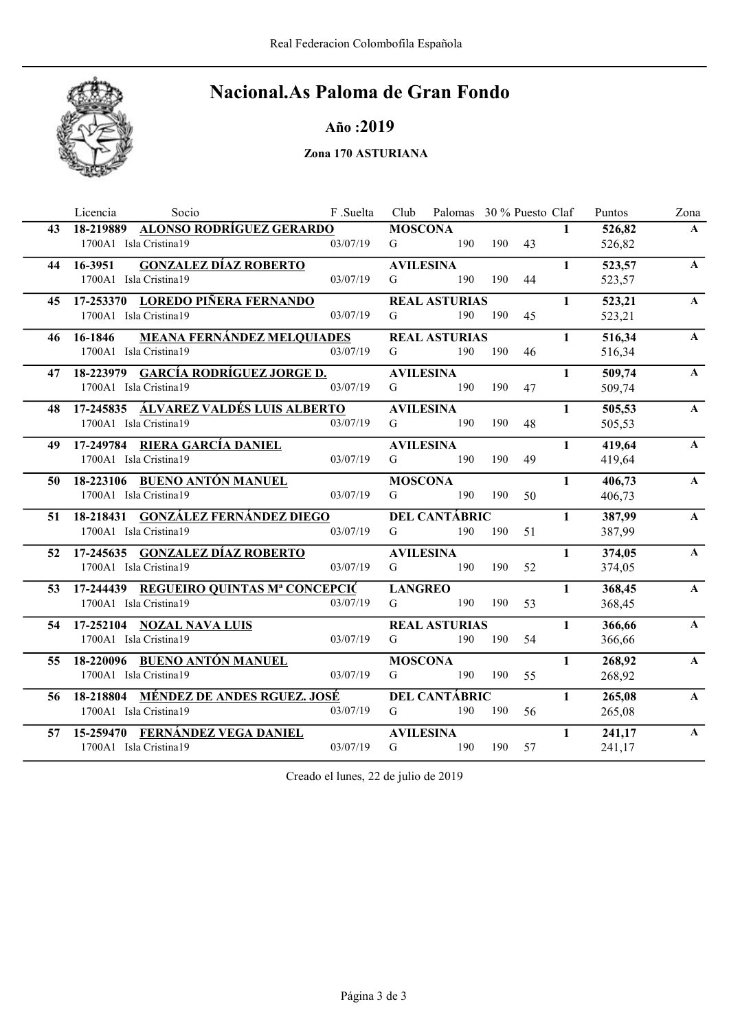# Nacional.As Paloma de Gran Fondo

## Año :2019

### Zona 170 ASTURIANA

| | Licencia | Socio | F .Suelta | Club | Palomas | 30 % | Puesto | Claf | Puntos | Zona |
|---|---|---|---|---|---|---|---|---|---|---|
| **43** | **18-219889** | **ALONSO RODRÍGUEZ GERARDO** | | **MOSCONA** | | | | **1** | **526,82** | **A** |
| | 1700A1 | Isla Cristina19 | 03/07/19 | G | 190 | 190 | 43 | | 526,82 | |
| **44** | **16-3951** | **GONZALEZ DÍAZ ROBERTO** | | **AVILESINA** | | | | **1** | **523,57** | **A** |
| | 1700A1 | Isla Cristina19 | 03/07/19 | G | 190 | 190 | 44 | | 523,57 | |
| **45** | **17-253370** | **LOREDO PIÑERA FERNANDO** | | **REAL ASTURIAS** | | | | **1** | **523,21** | **A** |
| | 1700A1 | Isla Cristina19 | 03/07/19 | G | 190 | 190 | 45 | | 523,21 | |
| **46** | **16-1846** | **MEANA FERNÁNDEZ MELQUIADES** | | **REAL ASTURIAS** | | | | **1** | **516,34** | **A** |
| | 1700A1 | Isla Cristina19 | 03/07/19 | G | 190 | 190 | 46 | | 516,34 | |
| **47** | **18-223979** | **GARCÍA RODRÍGUEZ JORGE D.** | | **AVILESINA** | | | | **1** | **509,74** | **A** |
| | 1700A1 | Isla Cristina19 | 03/07/19 | G | 190 | 190 | 47 | | 509,74 | |
| **48** | **17-245835** | **ÁLVAREZ VALDÉS LUIS ALBERTO** | | **AVILESINA** | | | | **1** | **505,53** | **A** |
| | 1700A1 | Isla Cristina19 | 03/07/19 | G | 190 | 190 | 48 | | 505,53 | |
| **49** | **17-249784** | **RIERA GARCÍA DANIEL** | | **AVILESINA** | | | | **1** | **419,64** | **A** |
| | 1700A1 | Isla Cristina19 | 03/07/19 | G | 190 | 190 | 49 | | 419,64 | |
| **50** | **18-223106** | **BUENO ANTÓN MANUEL** | | **MOSCONA** | | | | **1** | **406,73** | **A** |
| | 1700A1 | Isla Cristina19 | 03/07/19 | G | 190 | 190 | 50 | | 406,73 | |
| **51** | **18-218431** | **GONZÁLEZ FERNÁNDEZ DIEGO** | | **DEL CANTÁBRIC** | | | | **1** | **387,99** | **A** |
| | 1700A1 | Isla Cristina19 | 03/07/19 | G | 190 | 190 | 51 | | 387,99 | |
| **52** | **17-245635** | **GONZALEZ DÍAZ ROBERTO** | | **AVILESINA** | | | | **1** | **374,05** | **A** |
| | 1700A1 | Isla Cristina19 | 03/07/19 | G | 190 | 190 | 52 | | 374,05 | |
| **53** | **17-244439** | **REGUEIRO QUINTAS Mª CONCEPCIÓ** | | **LANGREO** | | | | **1** | **368,45** | **A** |
| | 1700A1 | Isla Cristina19 | 03/07/19 | G | 190 | 190 | 53 | | 368,45 | |
| **54** | **17-252104** | **NOZAL NAVA LUIS** | | **REAL ASTURIAS** | | | | **1** | **366,66** | **A** |
| | 1700A1 | Isla Cristina19 | 03/07/19 | G | 190 | 190 | 54 | | 366,66 | |
| **55** | **18-220096** | **BUENO ANTÓN MANUEL** | | **MOSCONA** | | | | **1** | **268,92** | **A** |
| | 1700A1 | Isla Cristina19 | 03/07/19 | G | 190 | 190 | 55 | | 268,92 | |
| **56** | **18-218804** | **MÉNDEZ DE ANDES RGUEZ. JOSÉ** | | **DEL CANTÁBRIC** | | | | **1** | **265,08** | **A** |
| | 1700A1 | Isla Cristina19 | 03/07/19 | G | 190 | 190 | 56 | | 265,08 | |
| **57** | **15-259470** | **FERNÁNDEZ VEGA DANIEL** | | **AVILESINA** | | | | **1** | **241,17** | **A** |
| | 1700A1 | Isla Cristina19 | 03/07/19 | G | 190 | 190 | 57 | | 241,17 | |

Creado el lunes, 22 de julio de 2019